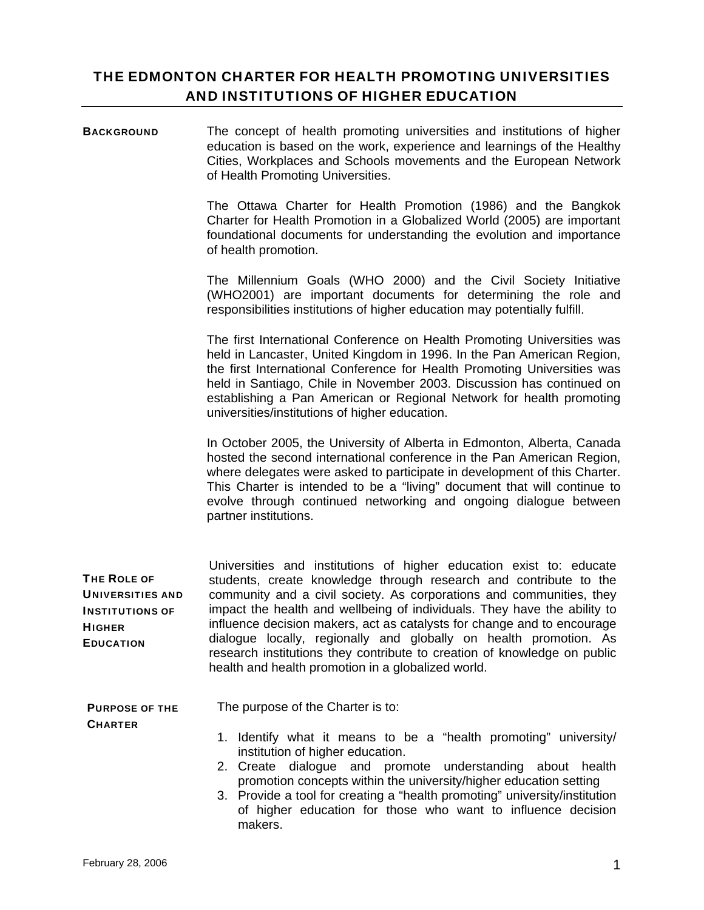# THE EDMONTON CHARTER FOR HEALTH PROMOTING UNIVERSITIES AND INSTITUTIONS OF HIGHER EDUCATION

## BACKGROUND

The concept of health promoting universities and institutions of higher education is based on the work, experience and learnings of the Healthy Cities, Workplaces and Schools movements and the European Network of Health Promoting Universities.

The Ottawa Charter for Health Promotion (1986) and the Bangkok Charter for Health Promotion in a Globalized World (2005) are important foundational documents for understanding the evolution and importance of health promotion.

The Millennium Goals (WHO 2000) and the Civil Society Initiative (WHO2001) are important documents for determining the role and responsibilities institutions of higher education may potentially fulfill.

The first International Conference on Health Promoting Universities was held in Lancaster, United Kingdom in 1996. In the Pan American Region, the first International Conference for Health Promoting Universities was held in Santiago, Chile in November 2003. Discussion has continued on establishing a Pan American or Regional Network for health promoting universities/institutions of higher education.

In October 2005, the University of Alberta in Edmonton, Alberta, Canada hosted the second international conference in the Pan American Region, where delegates were asked to participate in development of this Charter. This Charter is intended to be a "living" document that will continue to evolve through continued networking and ongoing dialogue between partner institutions.

## THE ROLE OF UNIVERSITIES AND INSTITUTIONS OF HIGHER EDUCATION

Universities and institutions of higher education exist to: educate students, create knowledge through research and contribute to the community and a civil society. As corporations and communities, they impact the health and wellbeing of individuals. They have the ability to influence decision makers, act as catalysts for change and to encourage dialogue locally, regionally and globally on health promotion. As research institutions they contribute to creation of knowledge on public health and health promotion in a globalized world.

## PURPOSE OF THE CHARTER

The purpose of the Charter is to:

1. Identify what it means to be a "health promoting" university/ institution of higher education.
2. Create dialogue and promote understanding about health promotion concepts within the university/higher education setting
3. Provide a tool for creating a "health promoting" university/institution of higher education for those who want to influence decision makers.

February 28, 2006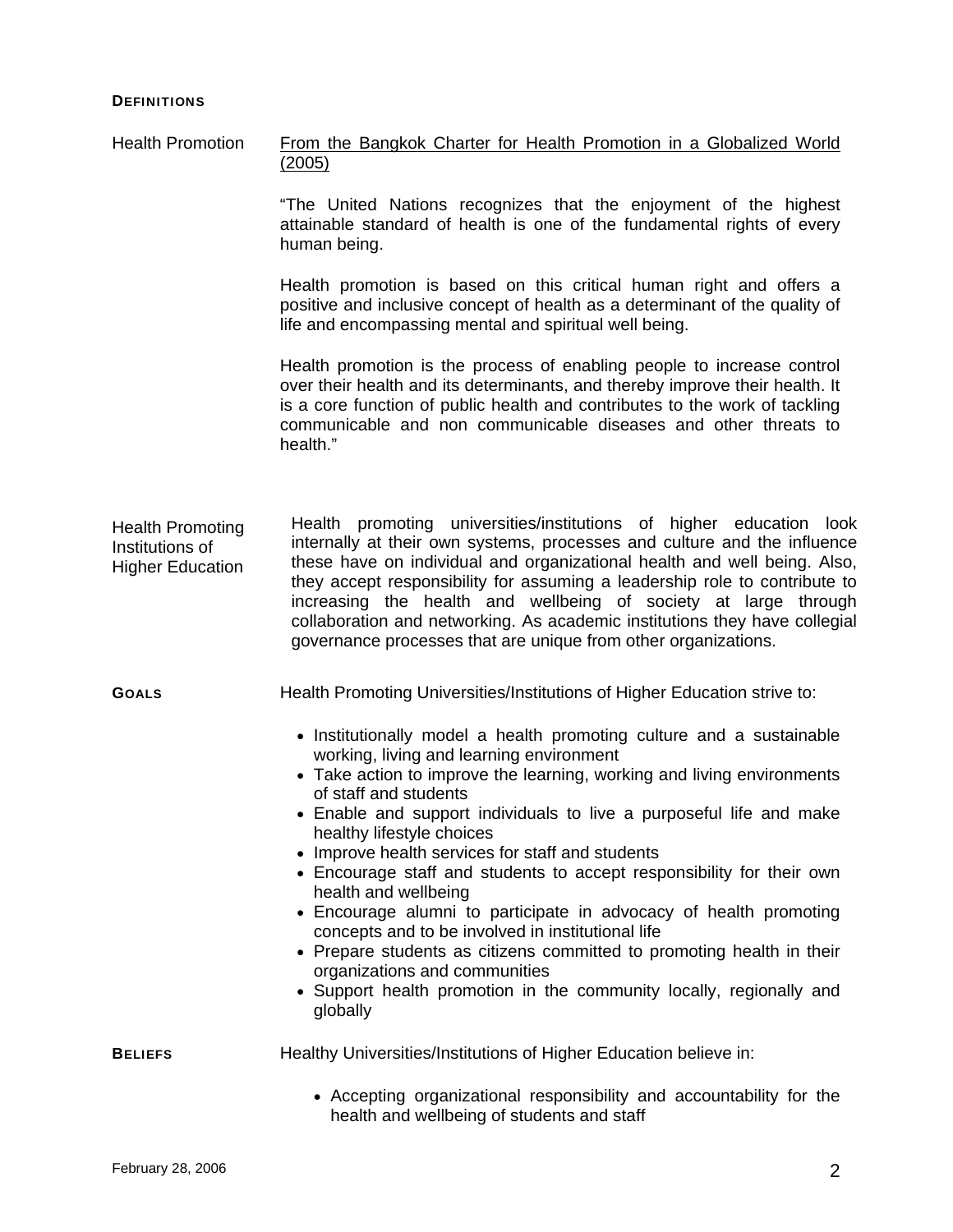## DEFINITIONS

**Health Promotion**

From the Bangkok Charter for Health Promotion in a Globalized World (2005)

"The United Nations recognizes that the enjoyment of the highest attainable standard of health is one of the fundamental rights of every human being.

Health promotion is based on this critical human right and offers a positive and inclusive concept of health as a determinant of the quality of life and encompassing mental and spiritual well being.

Health promotion is the process of enabling people to increase control over their health and its determinants, and thereby improve their health. It is a core function of public health and contributes to the work of tackling communicable and non communicable diseases and other threats to health."

**Health Promoting Institutions of Higher Education**

Health promoting universities/institutions of higher education look internally at their own systems, processes and culture and the influence these have on individual and organizational health and well being. Also, they accept responsibility for assuming a leadership role to contribute to increasing the health and wellbeing of society at large through collaboration and networking. As academic institutions they have collegial governance processes that are unique from other organizations.

## GOALS

Health Promoting Universities/Institutions of Higher Education strive to:

- Institutionally model a health promoting culture and a sustainable working, living and learning environment
- Take action to improve the learning, working and living environments of staff and students
- Enable and support individuals to live a purposeful life and make healthy lifestyle choices
- Improve health services for staff and students
- Encourage staff and students to accept responsibility for their own health and wellbeing
- Encourage alumni to participate in advocacy of health promoting concepts and to be involved in institutional life
- Prepare students as citizens committed to promoting health in their organizations and communities
- Support health promotion in the community locally, regionally and globally

## BELIEFS

Healthy Universities/Institutions of Higher Education believe in:

- Accepting organizational responsibility and accountability for the health and wellbeing of students and staff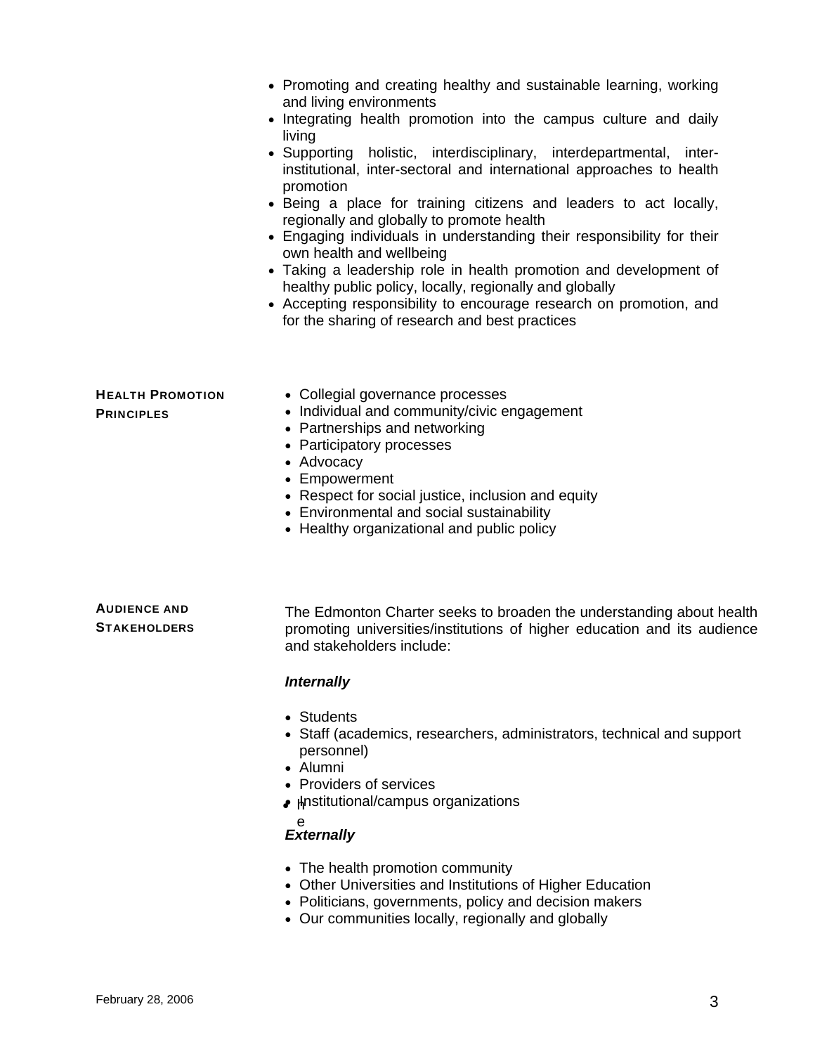- Promoting and creating healthy and sustainable learning, working and living environments
- Integrating health promotion into the campus culture and daily living
- Supporting holistic, interdisciplinary, interdepartmental, inter-institutional, inter-sectoral and international approaches to health promotion
- Being a place for training citizens and leaders to act locally, regionally and globally to promote health
- Engaging individuals in understanding their responsibility for their own health and wellbeing
- Taking a leadership role in health promotion and development of healthy public policy, locally, regionally and globally
- Accepting responsibility to encourage research on promotion, and for the sharing of research and best practices

## HEALTH PROMOTION PRINCIPLES

- Collegial governance processes
- Individual and community/civic engagement
- Partnerships and networking
- Participatory processes
- Advocacy
- Empowerment
- Respect for social justice, inclusion and equity
- Environmental and social sustainability
- Healthy organizational and public policy

## AUDIENCE AND STAKEHOLDERS

The Edmonton Charter seeks to broaden the understanding about health promoting universities/institutions of higher education and its audience and stakeholders include:

***Internally***

- Students
- Staff (academics, researchers, administrators, technical and support personnel)
- Alumni
- Providers of services
- Institutional/campus organizations

***Externally***

- The health promotion community
- Other Universities and Institutions of Higher Education
- Politicians, governments, policy and decision makers
- Our communities locally, regionally and globally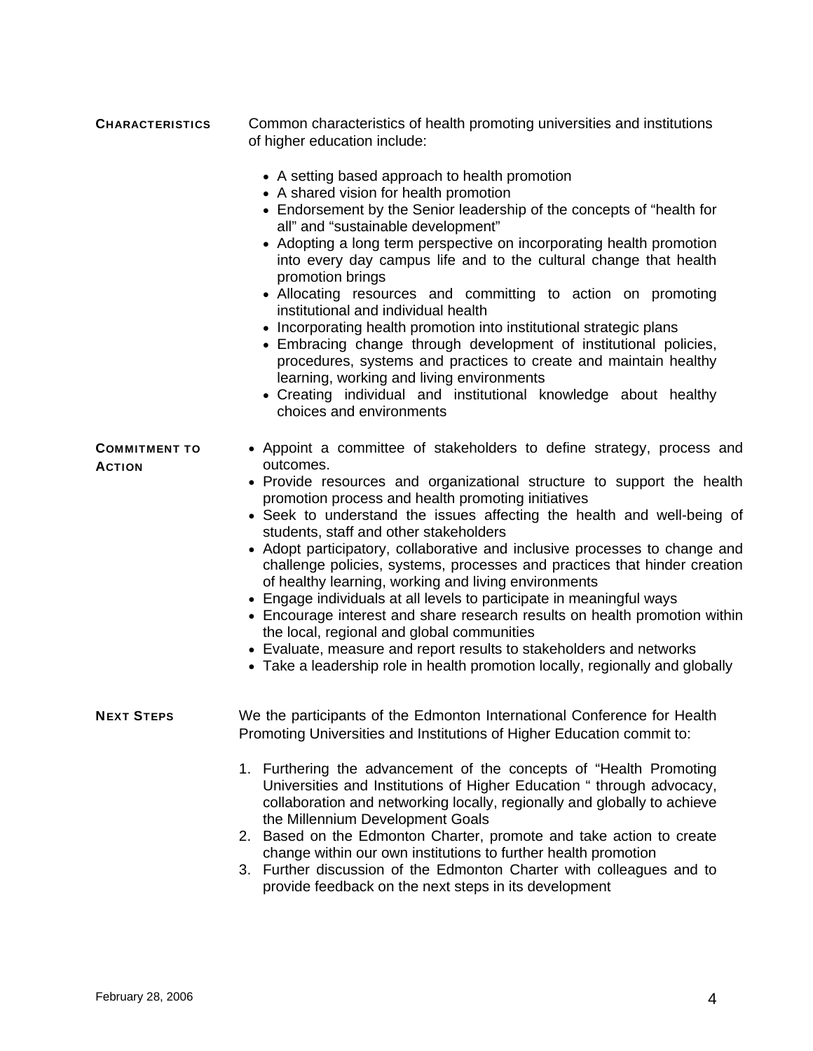## Characteristics

Common characteristics of health promoting universities and institutions of higher education include:

- A setting based approach to health promotion
- A shared vision for health promotion
- Endorsement by the Senior leadership of the concepts of "health for all" and "sustainable development"
- Adopting a long term perspective on incorporating health promotion into every day campus life and to the cultural change that health promotion brings
- Allocating resources and committing to action on promoting institutional and individual health
- Incorporating health promotion into institutional strategic plans
- Embracing change through development of institutional policies, procedures, systems and practices to create and maintain healthy learning, working and living environments
- Creating individual and institutional knowledge about healthy choices and environments

## Commitment to Action

- Appoint a committee of stakeholders to define strategy, process and outcomes.
- Provide resources and organizational structure to support the health promotion process and health promoting initiatives
- Seek to understand the issues affecting the health and well-being of students, staff and other stakeholders
- Adopt participatory, collaborative and inclusive processes to change and challenge policies, systems, processes and practices that hinder creation of healthy learning, working and living environments
- Engage individuals at all levels to participate in meaningful ways
- Encourage interest and share research results on health promotion within the local, regional and global communities
- Evaluate, measure and report results to stakeholders and networks
- Take a leadership role in health promotion locally, regionally and globally

## Next Steps

We the participants of the Edmonton International Conference for Health Promoting Universities and Institutions of Higher Education commit to:

1. Furthering the advancement of the concepts of "Health Promoting Universities and Institutions of Higher Education " through advocacy, collaboration and networking locally, regionally and globally to achieve the Millennium Development Goals
2. Based on the Edmonton Charter, promote and take action to create change within our own institutions to further health promotion
3. Further discussion of the Edmonton Charter with colleagues and to provide feedback on the next steps in its development